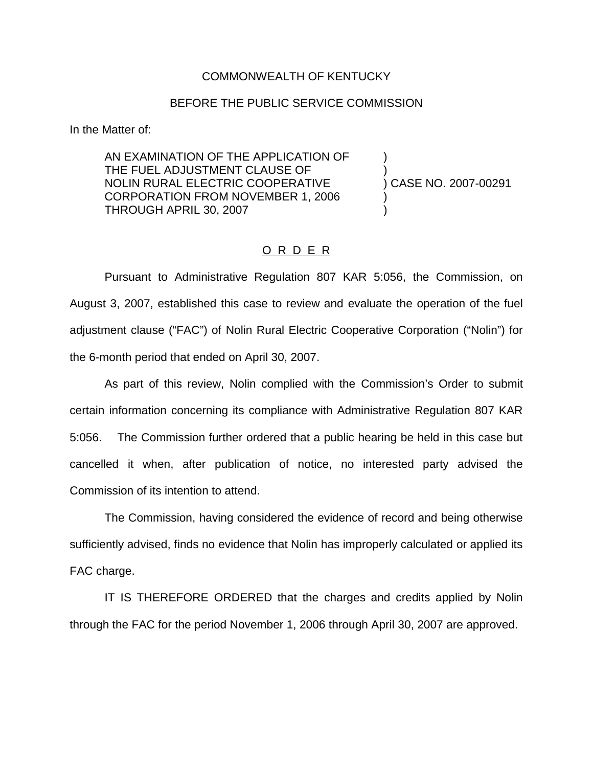COMMONWEALTH OF KENTUCKY

BEFORE THE PUBLIC SERVICE COMMISSION

In the Matter of:

| | | |
|---|---|---|
| AN EXAMINATION OF THE APPLICATION OF THE FUEL ADJUSTMENT CLAUSE OF NOLIN RURAL ELECTRIC COOPERATIVE CORPORATION FROM NOVEMBER 1, 2006 THROUGH APRIL 30, 2007 | ) | CASE NO. 2007-00291 |

O R D E R

Pursuant to Administrative Regulation 807 KAR 5:056, the Commission, on August 3, 2007, established this case to review and evaluate the operation of the fuel adjustment clause ("FAC") of Nolin Rural Electric Cooperative Corporation ("Nolin") for the 6-month period that ended on April 30, 2007.

As part of this review, Nolin complied with the Commission's Order to submit certain information concerning its compliance with Administrative Regulation 807 KAR 5:056. The Commission further ordered that a public hearing be held in this case but cancelled it when, after publication of notice, no interested party advised the Commission of its intention to attend.

The Commission, having considered the evidence of record and being otherwise sufficiently advised, finds no evidence that Nolin has improperly calculated or applied its FAC charge.

IT IS THEREFORE ORDERED that the charges and credits applied by Nolin through the FAC for the period November 1, 2006 through April 30, 2007 are approved.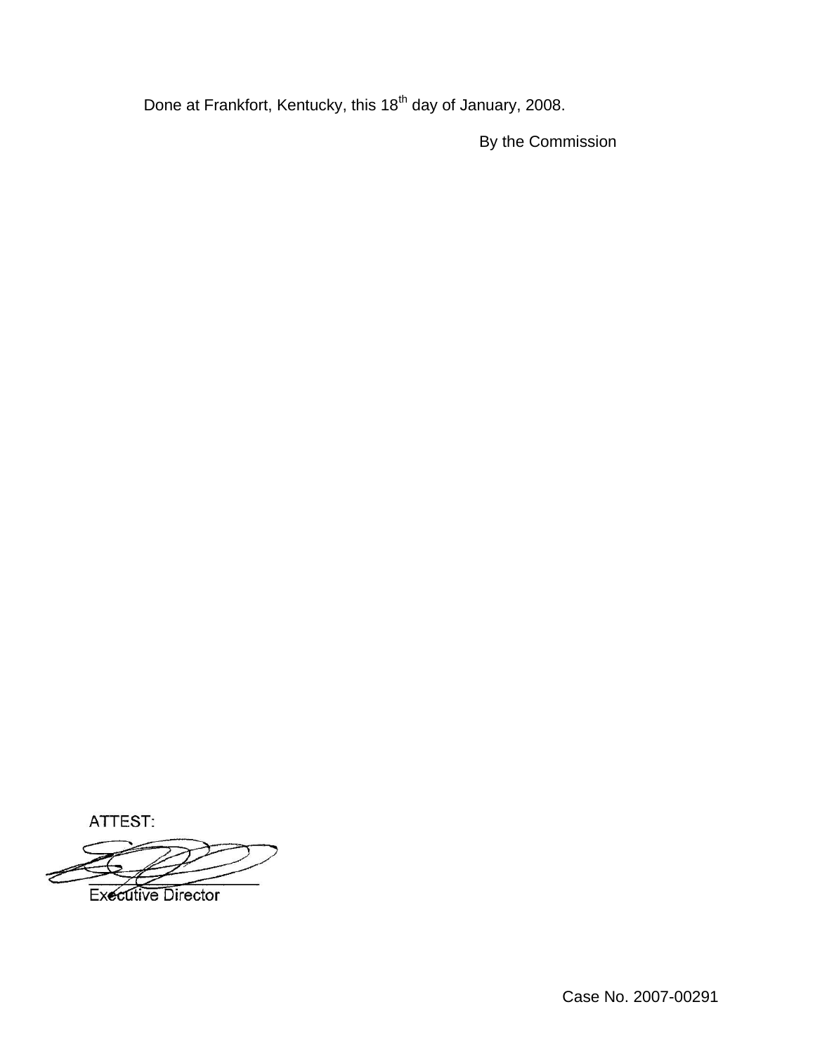Done at Frankfort, Kentucky, this 18th day of January, 2008.

By the Commission

ATTEST:

Executive Director

Case No. 2007-00291